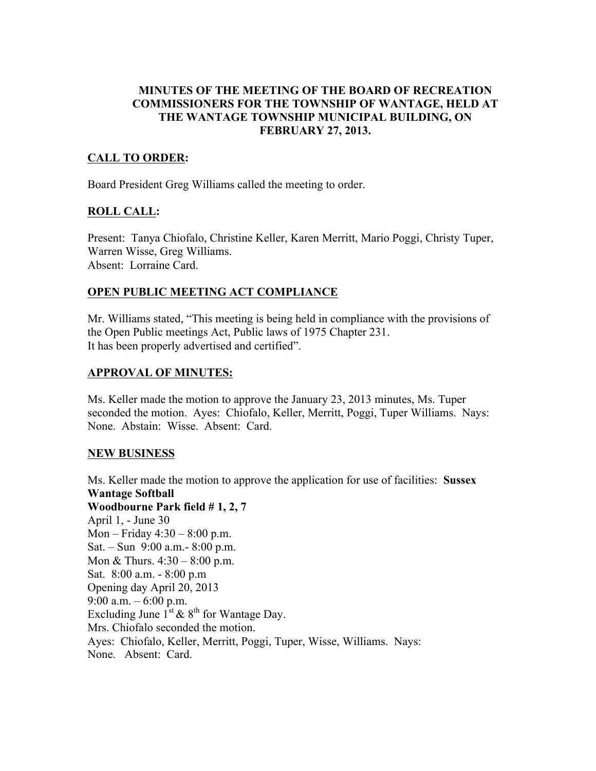**MINUTES OF THE MEETING OF THE BOARD OF RECREATION COMMISSIONERS FOR THE TOWNSHIP OF WANTAGE, HELD AT THE WANTAGE TOWNSHIP MUNICIPAL BUILDING, ON FEBRUARY 27, 2013.**

**CALL TO ORDER:**

Board President Greg Williams called the meeting to order.

**ROLL CALL:**

Present: Tanya Chiofalo, Christine Keller, Karen Merritt, Mario Poggi, Christy Tuper, Warren Wisse, Greg Williams.
Absent: Lorraine Card.

**OPEN PUBLIC MEETING ACT COMPLIANCE**

Mr. Williams stated, "This meeting is being held in compliance with the provisions of the Open Public meetings Act, Public laws of 1975 Chapter 231.
It has been properly advertised and certified".

**APPROVAL OF MINUTES:**

Ms. Keller made the motion to approve the January 23, 2013 minutes, Ms. Tuper seconded the motion. Ayes: Chiofalo, Keller, Merritt, Poggi, Tuper Williams. Nays: None. Abstain: Wisse. Absent: Card.

**NEW BUSINESS**

Ms. Keller made the motion to approve the application for use of facilities: **Sussex Wantage Softball**
**Woodbourne Park field # 1, 2, 7**
April 1, - June 30
Mon – Friday 4:30 – 8:00 p.m.
Sat. – Sun 9:00 a.m.- 8:00 p.m.
Mon & Thurs. 4:30 – 8:00 p.m.
Sat. 8:00 a.m. - 8:00 p.m
Opening day April 20, 2013
9:00 a.m. – 6:00 p.m.
Excluding June 1st & 8th for Wantage Day.
Mrs. Chiofalo seconded the motion.
Ayes: Chiofalo, Keller, Merritt, Poggi, Tuper, Wisse, Williams. Nays: None. Absent: Card.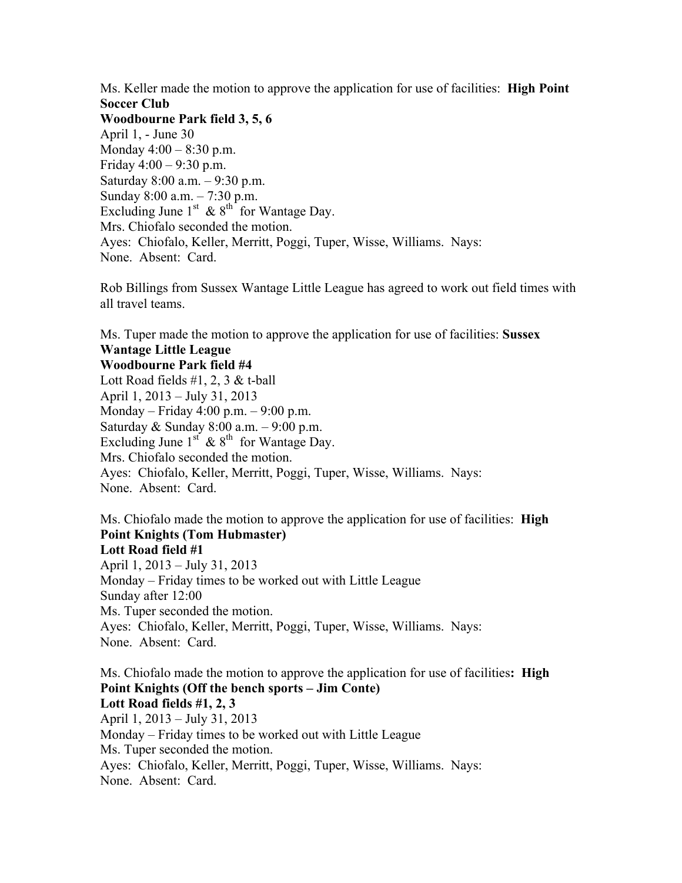Ms. Keller made the motion to approve the application for use of facilities: **High Point Soccer Club**
**Woodbourne Park field 3, 5, 6**
April 1, - June 30
Monday 4:00 – 8:30 p.m.
Friday 4:00 – 9:30 p.m.
Saturday 8:00 a.m. – 9:30 p.m.
Sunday 8:00 a.m. – 7:30 p.m.
Excluding June 1st & 8th for Wantage Day.
Mrs. Chiofalo seconded the motion.
Ayes: Chiofalo, Keller, Merritt, Poggi, Tuper, Wisse, Williams. Nays: None. Absent: Card.

Rob Billings from Sussex Wantage Little League has agreed to work out field times with all travel teams.

Ms. Tuper made the motion to approve the application for use of facilities: **Sussex Wantage Little League**
**Woodbourne Park field #4**
Lott Road fields #1, 2, 3 & t-ball
April 1, 2013 – July 31, 2013
Monday – Friday 4:00 p.m. – 9:00 p.m.
Saturday & Sunday 8:00 a.m. – 9:00 p.m.
Excluding June 1st & 8th for Wantage Day.
Mrs. Chiofalo seconded the motion.
Ayes: Chiofalo, Keller, Merritt, Poggi, Tuper, Wisse, Williams. Nays: None. Absent: Card.

Ms. Chiofalo made the motion to approve the application for use of facilities: **High Point Knights (Tom Hubmaster)**
**Lott Road field #1**
April 1, 2013 – July 31, 2013
Monday – Friday times to be worked out with Little League
Sunday after 12:00
Ms. Tuper seconded the motion.
Ayes: Chiofalo, Keller, Merritt, Poggi, Tuper, Wisse, Williams. Nays: None. Absent: Card.

Ms. Chiofalo made the motion to approve the application for use of facilities**: High Point Knights (Off the bench sports – Jim Conte)**
**Lott Road fields #1, 2, 3**
April 1, 2013 – July 31, 2013
Monday – Friday times to be worked out with Little League
Ms. Tuper seconded the motion.
Ayes: Chiofalo, Keller, Merritt, Poggi, Tuper, Wisse, Williams. Nays: None. Absent: Card.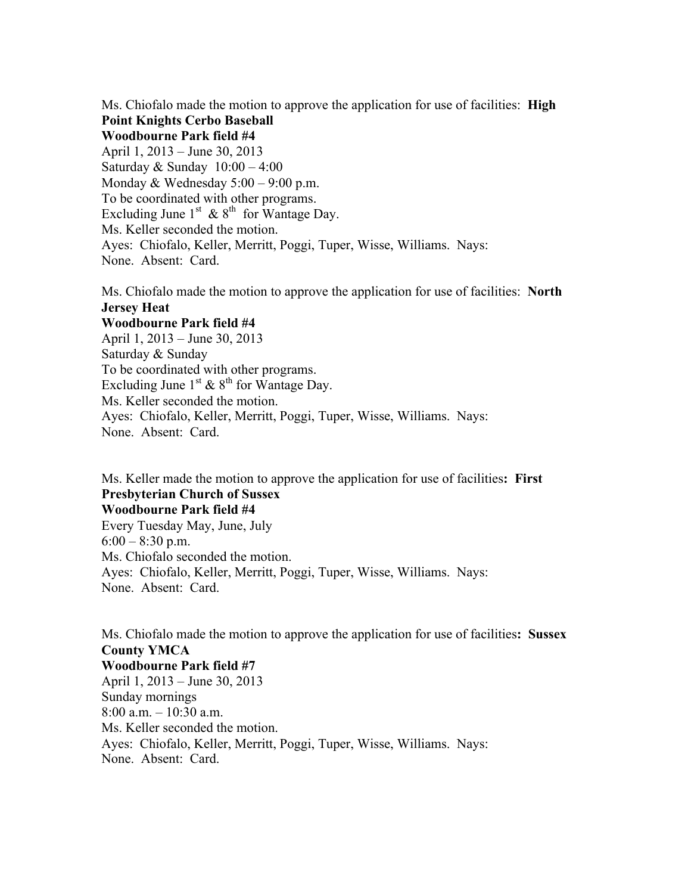Ms. Chiofalo made the motion to approve the application for use of facilities: **High Point Knights Cerbo Baseball**
**Woodbourne Park field #4**
April 1, 2013 – June 30, 2013
Saturday & Sunday 10:00 – 4:00
Monday & Wednesday 5:00 – 9:00 p.m.
To be coordinated with other programs.
Excluding June 1st & 8th for Wantage Day.
Ms. Keller seconded the motion.
Ayes: Chiofalo, Keller, Merritt, Poggi, Tuper, Wisse, Williams. Nays: None. Absent: Card.

Ms. Chiofalo made the motion to approve the application for use of facilities: **North Jersey Heat**
**Woodbourne Park field #4**
April 1, 2013 – June 30, 2013
Saturday & Sunday
To be coordinated with other programs.
Excluding June 1st & 8th for Wantage Day.
Ms. Keller seconded the motion.
Ayes: Chiofalo, Keller, Merritt, Poggi, Tuper, Wisse, Williams. Nays: None. Absent: Card.

Ms. Keller made the motion to approve the application for use of facilities**: First Presbyterian Church of Sussex**
**Woodbourne Park field #4**
Every Tuesday May, June, July
6:00 – 8:30 p.m.
Ms. Chiofalo seconded the motion.
Ayes: Chiofalo, Keller, Merritt, Poggi, Tuper, Wisse, Williams. Nays: None. Absent: Card.

Ms. Chiofalo made the motion to approve the application for use of facilities**: Sussex County YMCA**
**Woodbourne Park field #7**
April 1, 2013 – June 30, 2013
Sunday mornings
8:00 a.m. – 10:30 a.m.
Ms. Keller seconded the motion.
Ayes: Chiofalo, Keller, Merritt, Poggi, Tuper, Wisse, Williams. Nays: None. Absent: Card.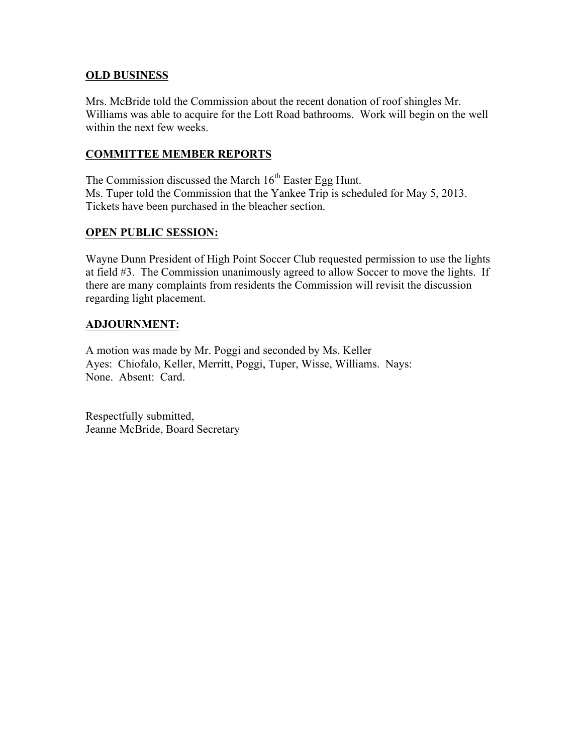**OLD BUSINESS**

Mrs. McBride told the Commission about the recent donation of roof shingles Mr. Williams was able to acquire for the Lott Road bathrooms. Work will begin on the well within the next few weeks.

**COMMITTEE MEMBER REPORTS**

The Commission discussed the March 16th Easter Egg Hunt.
Ms. Tuper told the Commission that the Yankee Trip is scheduled for May 5, 2013. Tickets have been purchased in the bleacher section.

**OPEN PUBLIC SESSION:**

Wayne Dunn President of High Point Soccer Club requested permission to use the lights at field #3. The Commission unanimously agreed to allow Soccer to move the lights. If there are many complaints from residents the Commission will revisit the discussion regarding light placement.

**ADJOURNMENT:**

A motion was made by Mr. Poggi and seconded by Ms. Keller
Ayes: Chiofalo, Keller, Merritt, Poggi, Tuper, Wisse, Williams. Nays: None. Absent: Card.

Respectfully submitted,
Jeanne McBride, Board Secretary